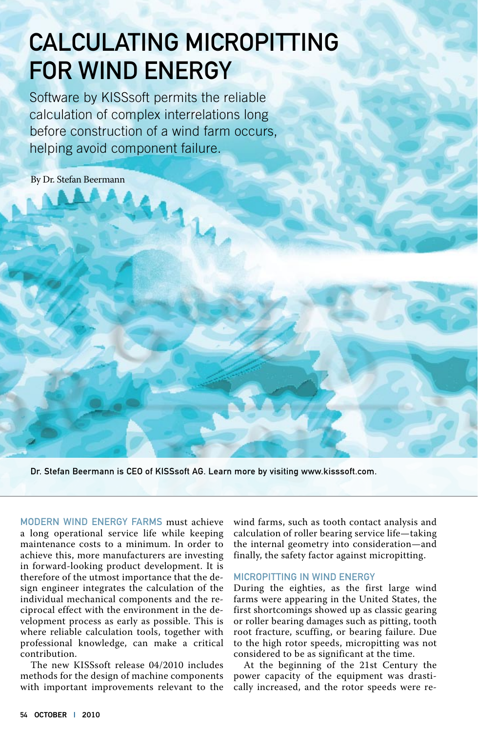# CALCULATING MICROPITTING FOR WIND ENERGY

Software by KISSsoft permits the reliable calculation of complex interrelations long before construction of a wind farm occurs, helping avoid component failure.

By Dr. Stefan Beermann

**Dr. Stefan Beermann is CEO of KISSsoft AG. Learn more by visiting www.kisssoft.com.**

MODERN WIND ENERGY FARMS must achieve a long operational service life while keeping maintenance costs to a minimum. In order to achieve this, more manufacturers are investing in forward-looking product development. It is therefore of the utmost importance that the design engineer integrates the calculation of the individual mechanical components and the reciprocal effect with the environment in the development process as early as possible. This is where reliable calculation tools, together with professional knowledge, can make a critical contribution.

The new KISSsoft release 04/2010 includes methods for the design of machine components with important improvements relevant to the wind farms, such as tooth contact analysis and calculation of roller bearing service life—taking the internal geometry into consideration—and finally, the safety factor against micropitting.

## MICROPITTING IN WIND ENERGY

During the eighties, as the first large wind farms were appearing in the United States, the first shortcomings showed up as classic gearing or roller bearing damages such as pitting, tooth root fracture, scuffing, or bearing failure. Due to the high rotor speeds, micropitting was not considered to be as significant at the time.

At the beginning of the 21st Century the power capacity of the equipment was drastically increased, and the rotor speeds were re-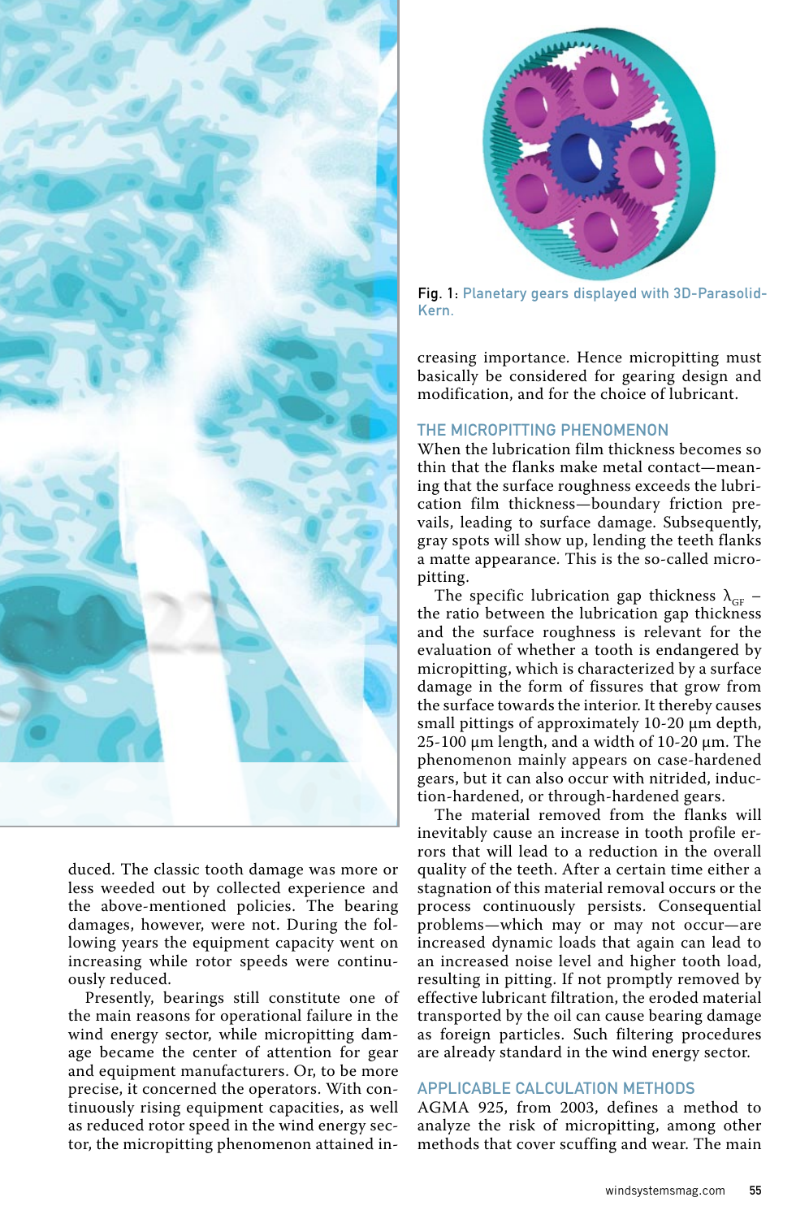duced. The classic tooth damage was more or less weeded out by collected experience and the above-mentioned policies. The bearing damages, however, were not. During the following years the equipment capacity went on increasing while rotor speeds were continuously reduced.

Presently, bearings still constitute one of the main reasons for operational failure in the wind energy sector, while micropitting damage became the center of attention for gear and equipment manufacturers. Or, to be more precise, it concerned the operators. With continuously rising equipment capacities, as well as reduced rotor speed in the wind energy sector, the micropitting phenomenon attained increasing importance. Hence micropitting must basically be considered for gearing design and modification, and for the choice of lubricant.

Fig. 1: Planetary gears displayed with 3D-Parasolid-Kern.

## THE MICROPITTING PHENOMENON

When the lubrication film thickness becomes so thin that the flanks make metal contact—meaning that the surface roughness exceeds the lubrication film thickness—boundary friction prevails, leading to surface damage. Subsequently, gray spots will show up, lending the teeth flanks a matte appearance. This is the so-called micropitting.

The specific lubrication gap thickness $\lambda_{GF}$ – the ratio between the lubrication gap thickness and the surface roughness is relevant for the evaluation of whether a tooth is endangered by micropitting, which is characterized by a surface damage in the form of fissures that grow from the surface towards the interior. It thereby causes small pittings of approximately 10-20 µm depth, 25-100 µm length, and a width of 10-20 µm. The phenomenon mainly appears on case-hardened gears, but it can also occur with nitrided, induction-hardened, or through-hardened gears.

The material removed from the flanks will inevitably cause an increase in tooth profile errors that will lead to a reduction in the overall quality of the teeth. After a certain time either a stagnation of this material removal occurs or the process continuously persists. Consequential problems—which may or may not occur—are increased dynamic loads that again can lead to an increased noise level and higher tooth load, resulting in pitting. If not promptly removed by effective lubricant filtration, the eroded material transported by the oil can cause bearing damage as foreign particles. Such filtering procedures are already standard in the wind energy sector.

## APPLICABLE CALCULATION METHODS

AGMA 925, from 2003, defines a method to analyze the risk of micropitting, among other methods that cover scuffing and wear. The main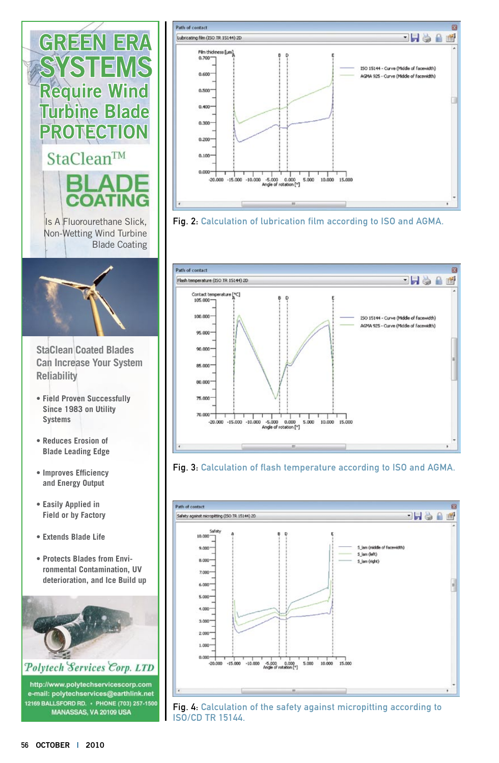# GREEN ERA SYSTEMS Require Wind Turbine Blade PROTECTION

## StaClean™ BLADE COATING

Is A Fluorourethane Slick, Non-Wetting Wind Turbine Blade Coating

### StaClean Coated Blades Can Increase Your System Reliability

- Field Proven Successfully Since 1983 on Utility Systems
- Reduces Erosion of Blade Leading Edge
- Improves Efficiency and Energy Output
- Easily Applied in Field or by Factory
- Extends Blade Life
- Protects Blades from Environmental Contamination, UV deterioration, and Ice Build up

**Polytech Services Corp. LTD**

http://www.polytechservicescorp.com
e-mail: polytechservices@earthlink.net
12169 BALLSFORD RD. • PHONE (703) 257-1500
MANASSAS, VA 20109 USA

Fig. 2: Calculation of lubrication film according to ISO and AGMA.

Fig. 3: Calculation of flash temperature according to ISO and AGMA.

Fig. 4: Calculation of the safety against micropitting according to ISO/CD TR 15144.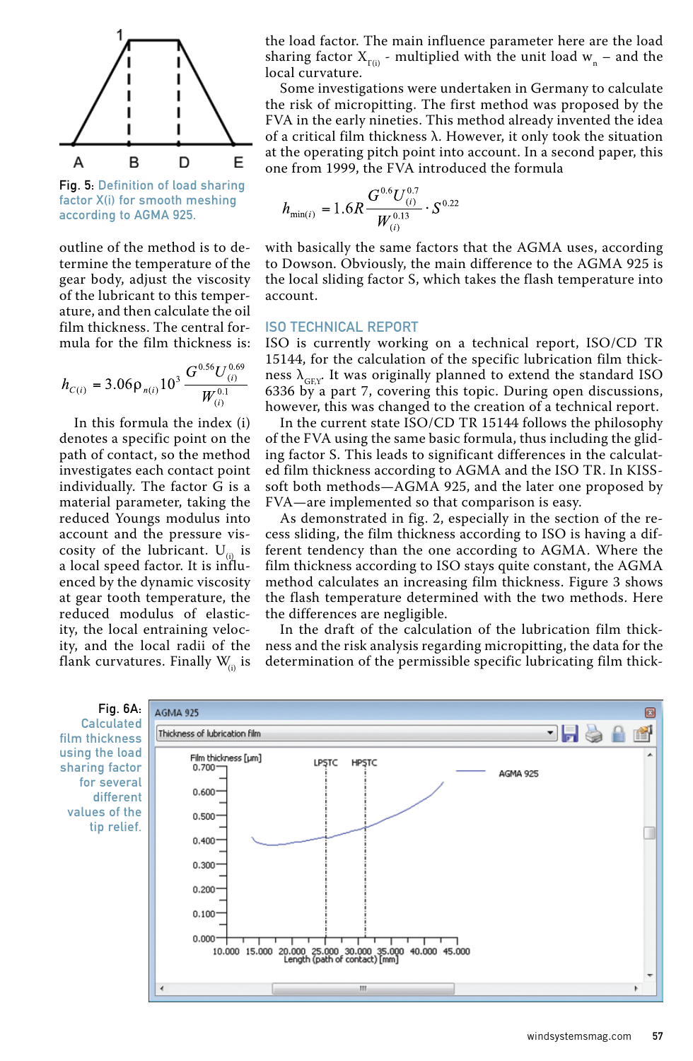Fig. 5: Definition of load sharing factor X(i) for smooth meshing according to AGMA 925.

outline of the method is to determine the temperature of the gear body, adjust the viscosity of the lubricant to this temperature, and then calculate the oil film thickness. The central formula for the film thickness is:

$$h_{C(i)} = 3.06\rho_{n(i)}10^3 \frac{G^{0.56}U_{(i)}^{0.69}}{W_{(i)}^{0.1}}$$

In this formula the index (i) denotes a specific point on the path of contact, so the method investigates each contact point individually. The factor G is a material parameter, taking the reduced Youngs modulus into account and the pressure viscosity of the lubricant. $U_{(i)}$ is a local speed factor. It is influenced by the dynamic viscosity at gear tooth temperature, the reduced modulus of elasticity, the local entraining velocity, and the local radii of the flank curvatures. Finally $W_{(i)}$ is the load factor. The main influence parameter here are the load sharing factor $X_{\Gamma(i)}$ - multiplied with the unit load $w_n$ – and the local curvature.

Some investigations were undertaken in Germany to calculate the risk of micropitting. The first method was proposed by the FVA in the early nineties. This method already invented the idea of a critical film thickness λ. However, it only took the situation at the operating pitch point into account. In a second paper, this one from 1999, the FVA introduced the formula

$$h_{\min(i)} = 1.6R\frac{G^{0.6}U_{(i)}^{0.7}}{W_{(i)}^{0.13}} \cdot S^{0.22}$$

with basically the same factors that the AGMA uses, according to Dowson. Obviously, the main difference to the AGMA 925 is the local sliding factor S, which takes the flash temperature into account.

## ISO TECHNICAL REPORT

ISO is currently working on a technical report, ISO/CD TR 15144, for the calculation of the specific lubrication film thickness $\lambda_{GF,Y}$. It was originally planned to extend the standard ISO 6336 by a part 7, covering this topic. During open discussions, however, this was changed to the creation of a technical report.

In the current state ISO/CD TR 15144 follows the philosophy of the FVA using the same basic formula, thus including the gliding factor S. This leads to significant differences in the calculated film thickness according to AGMA and the ISO TR. In KISSsoft both methods—AGMA 925, and the later one proposed by FVA—are implemented so that comparison is easy.

As demonstrated in fig. 2, especially in the section of the recess sliding, the film thickness according to ISO is having a different tendency than the one according to AGMA. Where the film thickness according to ISO stays quite constant, the AGMA method calculates an increasing film thickness. Figure 3 shows the flash temperature determined with the two methods. Here the differences are negligible.

In the draft of the calculation of the lubrication film thickness and the risk analysis regarding micropitting, the data for the determination of the permissible specific lubricating film thick-

Fig. 6A: Calculated film thickness using the load sharing factor for several different values of the tip relief.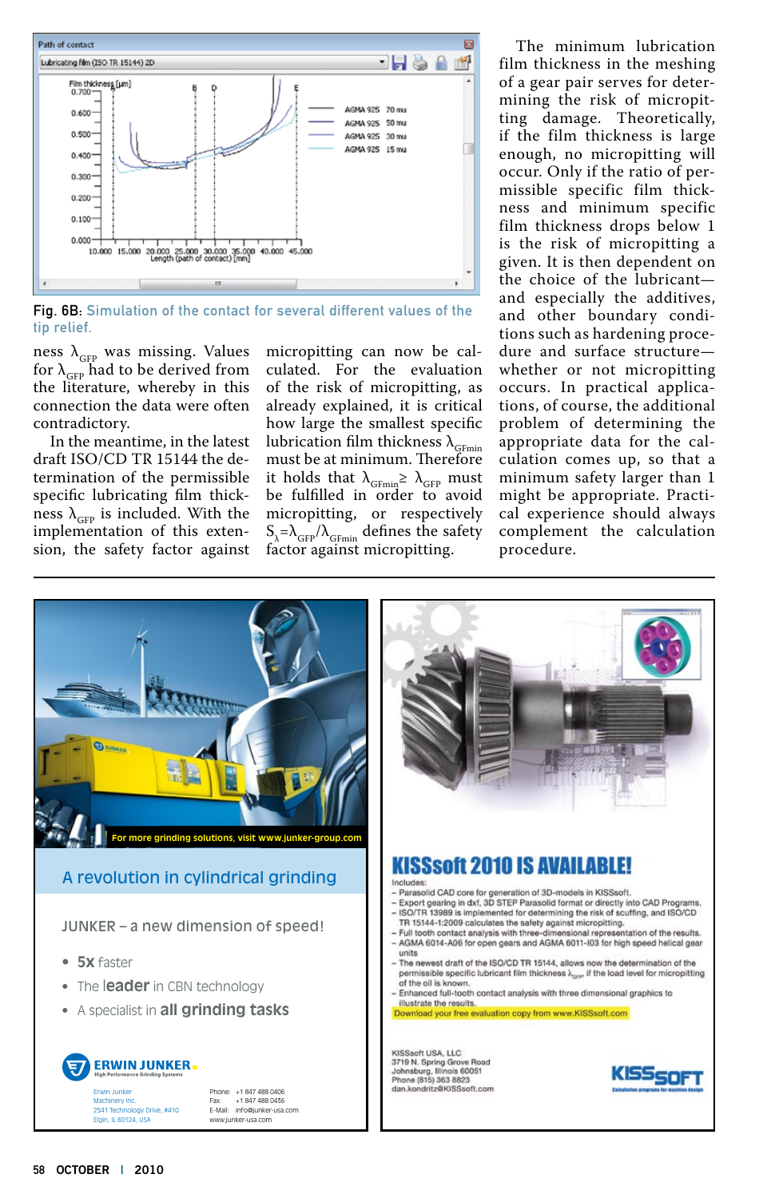Fig. 6B: Simulation of the contact for several different values of the tip relief.

ness $\lambda_{GFP}$ was missing. Values for $\lambda_{GFP}$ had to be derived from the literature, whereby in this connection the data were often contradictory.

In the meantime, in the latest draft ISO/CD TR 15144 the determination of the permissible specific lubricating film thickness $\lambda_{GFP}$ is included. With the implementation of this extension, the safety factor against micropitting can now be calculated. For the evaluation of the risk of micropitting, as already explained, it is critical how large the smallest specific lubrication film thickness $\lambda_{GFmin}$ must be at minimum. Therefore it holds that $\lambda_{GFmin} \geq \lambda_{GFP}$ must be fulfilled in order to avoid micropitting, or respectively $S_{\lambda}=\lambda_{GFP}/\lambda_{GFmin}$ defines the safety factor against micropitting.

The minimum lubrication film thickness in the meshing of a gear pair serves for determining the risk of micropitting damage. Theoretically, if the film thickness is large enough, no micropitting will occur. Only if the ratio of permissible specific film thickness and minimum specific film thickness drops below 1 is the risk of micropitting a given. It is then dependent on the choice of the lubricant—and especially the additives, and other boundary conditions such as hardening procedure and surface structure—whether or not micropitting occurs. In practical applications, of course, the additional problem of determining the appropriate data for the calculation comes up, so that a minimum safety larger than 1 might be appropriate. Practical experience should always complement the calculation procedure.

---

For more grinding solutions, visit www.junker-group.com

## A revolution in cylindrical grinding

JUNKER – a new dimension of speed!

- **5x** faster
- The **leader** in CBN technology
- A specialist in **all grinding tasks**

**ERWIN JUNKER**
High Performance Grinding Systems

Erwin Junker
Machinery Inc.
2541 Technology Drive, #410
Elgin, IL 60124, USA

Phone: +1 847 488 0406
Fax: +1 847 488 0436
E-Mail: info@junker-usa.com
www.junker-usa.com

---

## KISSsoft 2010 IS AVAILABLE!

Includes:
- Parasolid CAD core for generation of 3D-models in KISSsoft.
- Export gearing in dxf, 3D STEP Parasolid format or directly into CAD Programs.
- ISO/TR 13989 is implemented for determining the risk of scuffing, and ISO/CD TR 15144-1:2009 calculates the safety against micropitting.
- Full tooth contact analysis with three-dimensional representation of the results.
- AGMA 6014-A06 for open gears and AGMA 6011-I03 for high speed helical gear units
- The newest draft of the ISO/CD TR 15144, allows now the determination of the permissible specific lubricant film thickness $\lambda_{GFP}$ if the load level for micropitting of the oil is known.
- Enhanced full-tooth contact analysis with three dimensional graphics to illustrate the results.

Download your free evaluation copy from www.KISSsoft.com

KISSsoft USA, LLC
3719 N. Spring Grove Road
Johnsburg, Illinois 60051
Phone (815) 363 8823
dan.kondritz@KISSsoft.com

KISSsoft
Calculation programs for machine design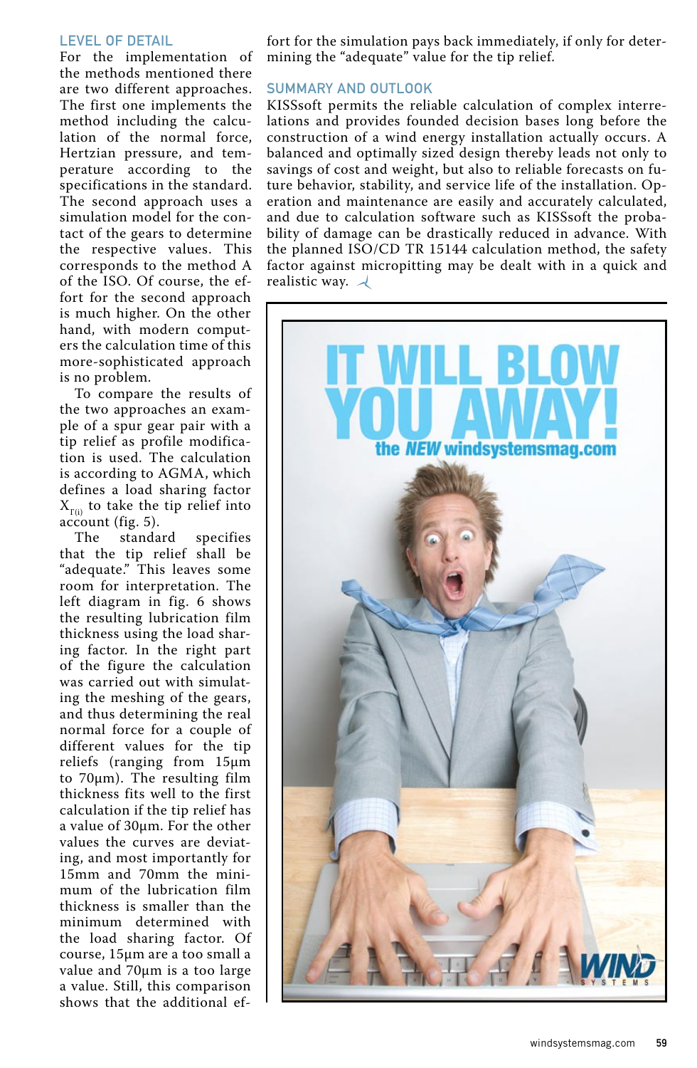## LEVEL OF DETAIL

For the implementation of the methods mentioned there are two different approaches. The first one implements the method including the calculation of the normal force, Hertzian pressure, and temperature according to the specifications in the standard. The second approach uses a simulation model for the contact of the gears to determine the respective values. This corresponds to the method A of the ISO. Of course, the effort for the second approach is much higher. On the other hand, with modern computers the calculation time of this more-sophisticated approach is no problem.

To compare the results of the two approaches an example of a spur gear pair with a tip relief as profile modification is used. The calculation is according to AGMA, which defines a load sharing factor $X_{\Gamma(i)}$ to take the tip relief into account (fig. 5).

The standard specifies that the tip relief shall be "adequate." This leaves some room for interpretation. The left diagram in fig. 6 shows the resulting lubrication film thickness using the load sharing factor. In the right part of the figure the calculation was carried out with simulating the meshing of the gears, and thus determining the real normal force for a couple of different values for the tip reliefs (ranging from 15µm to 70µm). The resulting film thickness fits well to the first calculation if the tip relief has a value of 30µm. For the other values the curves are deviating, and most importantly for 15mm and 70mm the minimum of the lubrication film thickness is smaller than the minimum determined with the load sharing factor. Of course, 15µm are a too small a value and 70µm is a too large a value. Still, this comparison shows that the additional effort for the simulation pays back immediately, if only for determining the "adequate" value for the tip relief.

## SUMMARY AND OUTLOOK

KISSsoft permits the reliable calculation of complex interrelations and provides founded decision bases long before the construction of a wind energy installation actually occurs. A balanced and optimally sized design thereby leads not only to savings of cost and weight, but also to reliable forecasts on future behavior, stability, and service life of the installation. Operation and maintenance are easily and accurately calculated, and due to calculation software such as KISSsoft the probability of damage can be drastically reduced in advance. With the planned ISO/CD TR 15144 calculation method, the safety factor against micropitting may be dealt with in a quick and realistic way.